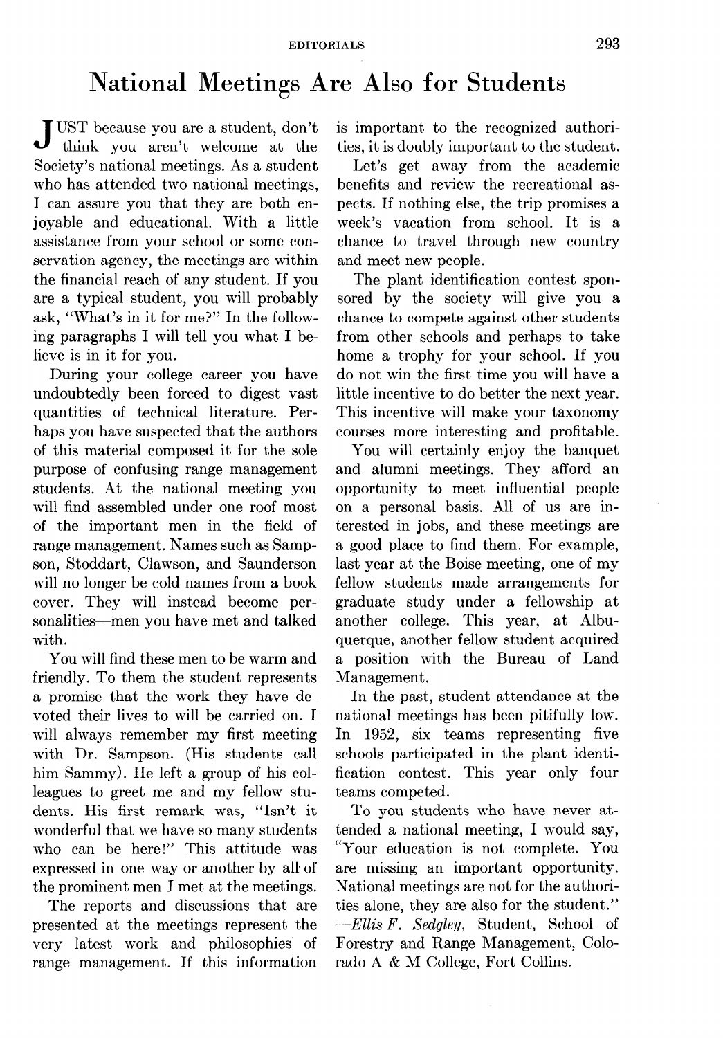# National Meetings Are Also for Students

JUST because you are a student, don't think you aren't welcome at the Society's national meetings. As a student who has attended two national meetings, I can assure you that they are both enjoyable and educational. With a little assistance from your school or some conservation agency, the meetings are within the financial reach of any student. If you are a typical student, you will probably ask, "What's in it for me?" In the following paragraphs I will tell you what I believe is in it for you.

During your college career you have undoubtedly been forced to digest vast quantities of technical literature. Perhaps you have suspected that the authors of this material composed it for the sole purpose of confusing range management students. At the national meeting you will find assembled under one roof most of the important men in the field of range management. Names such as Sampson, Stoddart, Clawson, and Saunderson will no longer be cold names from a book cover. They will instead become personalities—men you have met and talked with.

You will find these men to be warm and friendly. To them the student represents a promise that the work they have devoted their lives to will be carried on. I will always remember my first meeting with Dr. Sampson. (His students call him Sammy). He left a group of his colleagues to greet me and my fellow students. His first remark was, "Isn't it wonderful that we have so many students who can be here!" This attitude was expressed in one way or another by all of the prominent men I met at the meetings.

The reports and discussions that are presented at the meetings represent the very latest work and philosophies of range management. If this information is important to the recognized authorities, it is doubly important to the student.

Let's get away from the academic benefits and review the recreational aspects. If nothing else, the trip promises a week's vacation from school. It is a chance to travel through new country and meet new people.

The plant identification contest sponsored by the society will give you a chance to compete against other students from other schools and perhaps to take home a trophy for your school. If you do not win the first time you will have a little incentive to do better the next year. This incentive will make your taxonomy courses more interesting and profitable.

You will certainly enjoy the banquet and alumni meetings. They afford an opportunity to meet influential people on a personal basis. All of us are interested in jobs, and these meetings are a good place to find them. For example, last year at the Boise meeting, one of my fellow students made arrangements for graduate study under a fellowship at another college. This year, at Albuquerque, another fellow student acquired a position with the Bureau of Land Management.

In the past, student attendance at the national meetings has been pitifully low. In 1952, six teams representing five schools participated in the plant identification contest. This year only four teams competed.

To you students who have never attended a national meeting, I would say, "Your education is not complete. You are missing an important opportunity. National meetings are not for the authorities alone, they are also for the student." —*Ellis F. Sedgley*, Student, School of Forestry and Range Management, Colorado A & M College, Fort Collins.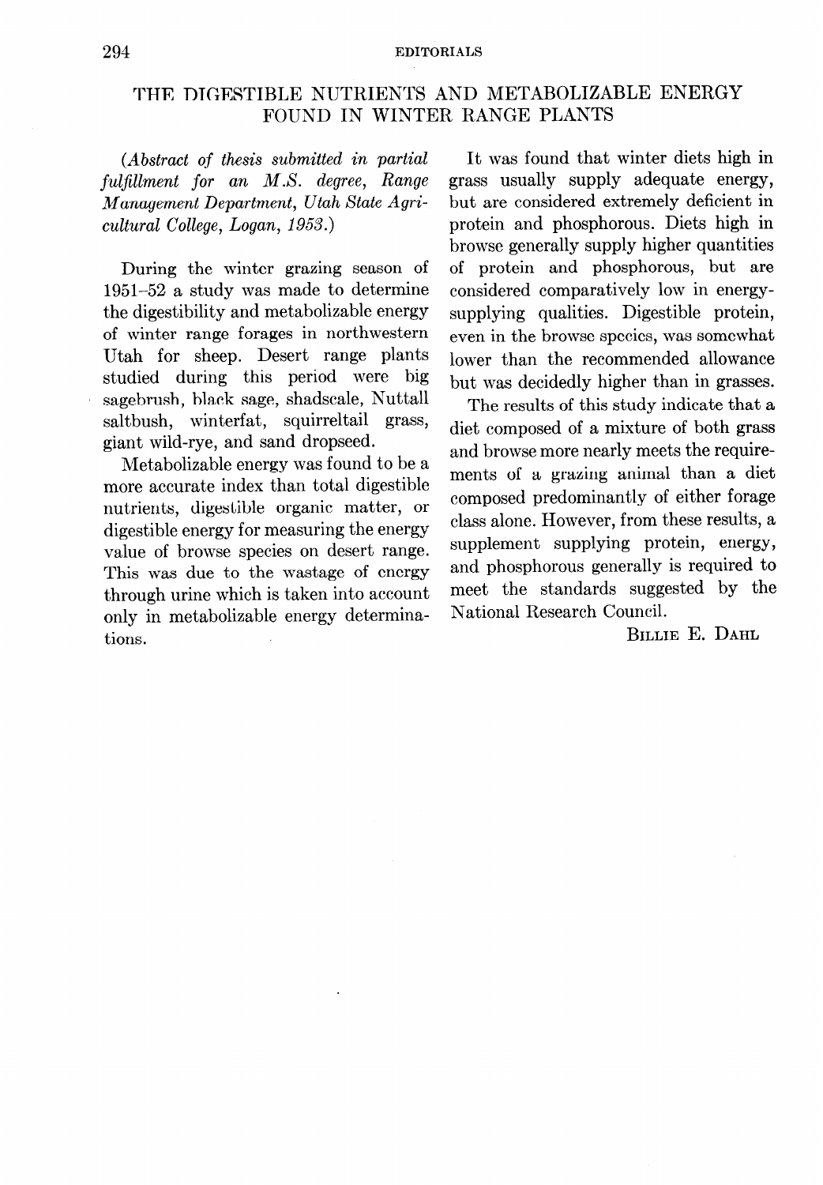## THE DIGESTIBLE NUTRIENTS AND METABOLIZABLE ENERGY FOUND IN WINTER RANGE PLANTS

*(Abstract of thesis submitted in partial fulfillment for an M.S. degree, Range Management Department, Utah State Agricultural College, Logan, 1953.)*

During the winter grazing season of 1951–52 a study was made to determine the digestibility and metabolizable energy of winter range forages in northwestern Utah for sheep. Desert range plants studied during this period were big sagebrush, black sage, shadscale, Nuttall saltbush, winterfat, squirreltail grass, giant wild-rye, and sand dropseed.

Metabolizable energy was found to be a more accurate index than total digestible nutrients, digestible organic matter, or digestible energy for measuring the energy value of browse species on desert range. This was due to the wastage of energy through urine which is taken into account only in metabolizable energy determinations.

It was found that winter diets high in grass usually supply adequate energy, but are considered extremely deficient in protein and phosphorous. Diets high in browse generally supply higher quantities of protein and phosphorous, but are considered comparatively low in energy-supplying qualities. Digestible protein, even in the browse species, was somewhat lower than the recommended allowance but was decidedly higher than in grasses.

The results of this study indicate that a diet composed of a mixture of both grass and browse more nearly meets the requirements of a grazing animal than a diet composed predominantly of either forage class alone. However, from these results, a supplement supplying protein, energy, and phosphorous generally is required to meet the standards suggested by the National Research Council.

BILLIE E. DAHL